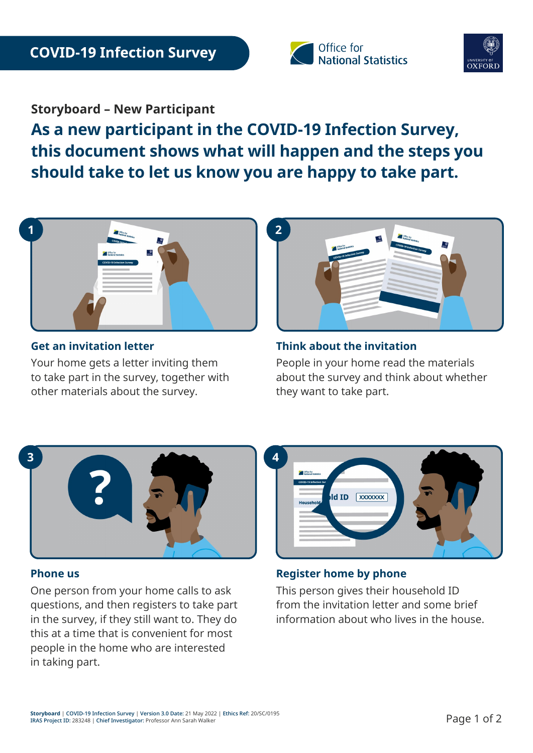**COVID-19 Infection Survey**

Office for National Statistics

University of Oxford

## Storyboard – New Participant

# As a new participant in the COVID-19 Infection Survey, this document shows what will happen and the steps you should take to let us know you are happy to take part.

### 1. Get an invitation letter

Your home gets a letter inviting them to take part in the survey, together with other materials about the survey.

### 2. Think about the invitation

People in your home read the materials about the survey and think about whether they want to take part.

### 3. Phone us

One person from your home calls to ask questions, and then registers to take part in the survey, if they still want to. They do this at a time that is convenient for most people in the home who are interested in taking part.

### 4. Register home by phone

This person gives their household ID from the invitation letter and some brief information about who lives in the house.

**Storyboard** | **COVID-19 Infection Survey** | **Version 3.0 Date:** 21 May 2022 | **Ethics Ref:** 20/SC/0195
**IRAS Project ID:** 283248 | **Chief Investigator:** Professor Ann Sarah Walker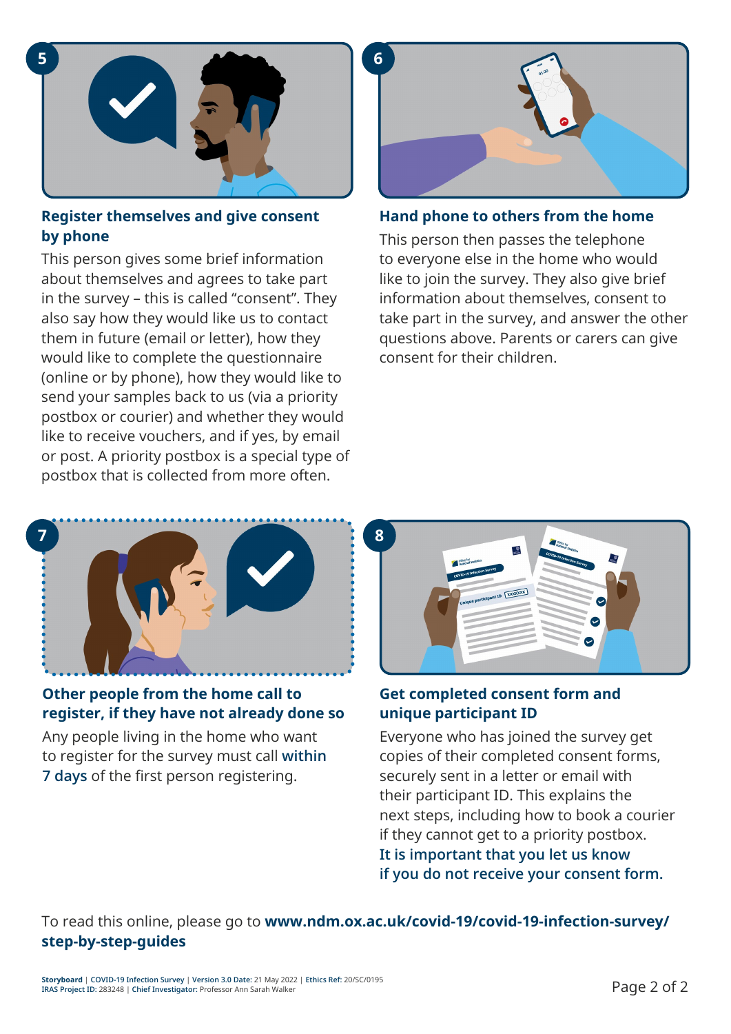## 5 Register themselves and give consent by phone

This person gives some brief information about themselves and agrees to take part in the survey – this is called “consent”. They also say how they would like us to contact them in future (email or letter), how they would like to complete the questionnaire (online or by phone), how they would like to send your samples back to us (via a priority postbox or courier) and whether they would like to receive vouchers, and if yes, by email or post. A priority postbox is a special type of postbox that is collected from more often.

## 6 Hand phone to others from the home

This person then passes the telephone to everyone else in the home who would like to join the survey. They also give brief information about themselves, consent to take part in the survey, and answer the other questions above. Parents or carers can give consent for their children.

## 7 Other people from the home call to register, if they have not already done so

Any people living in the home who want to register for the survey must call **within 7 days** of the first person registering.

## 8 Get completed consent form and unique participant ID

Everyone who has joined the survey get copies of their completed consent forms, securely sent in a letter or email with their participant ID. This explains the next steps, including how to book a courier if they cannot get to a priority postbox. **It is important that you let us know if you do not receive your consent form.**

To read this online, please go to **www.ndm.ox.ac.uk/covid-19/covid-19-infection-survey/step-by-step-guides**

**Storyboard** | **COVID-19 Infection Survey** | **Version 3.0 Date:** 21 May 2022 | **Ethics Ref:** 20/SC/0195
**IRAS Project ID:** 283248 | **Chief Investigator:** Professor Ann Sarah Walker